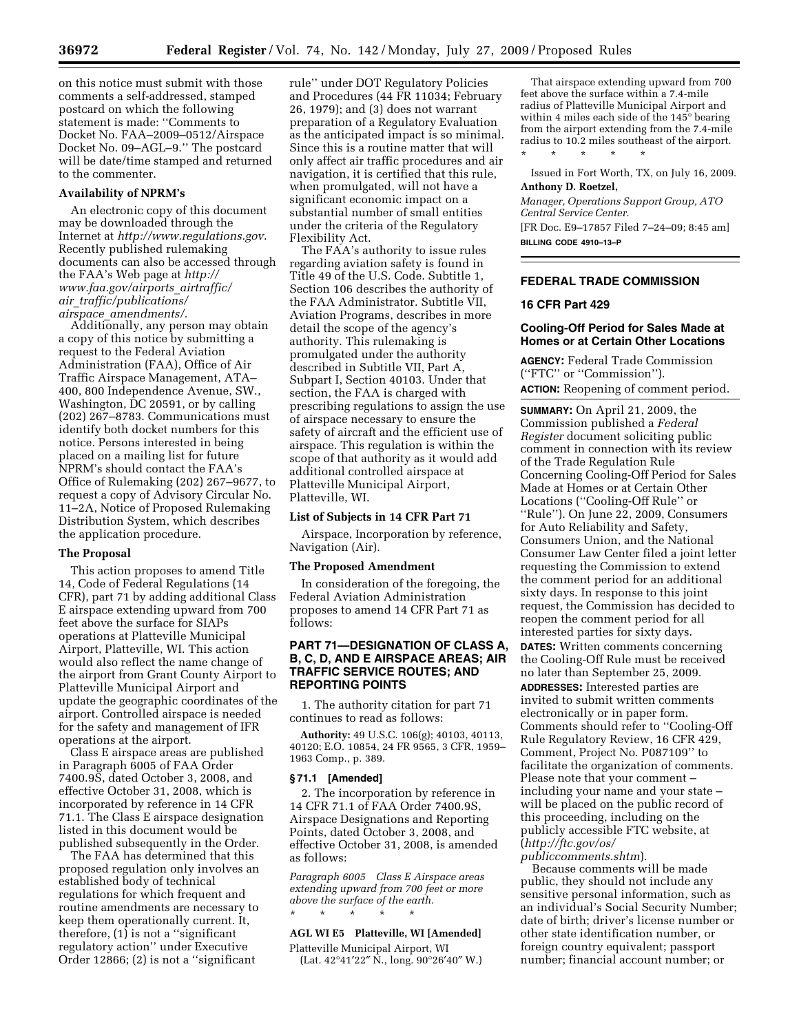on this notice must submit with those comments a self-addressed, stamped postcard on which the following statement is made: "Comments to Docket No. FAA–2009–0512/Airspace Docket No. 09–AGL–9." The postcard will be date/time stamped and returned to the commenter.

**Availability of NPRM's**

An electronic copy of this document may be downloaded through the Internet at *http://www.regulations.gov*. Recently published rulemaking documents can also be accessed through the FAA's Web page at *http://www.faa.gov/airports_airtraffic/air_traffic/publications/airspace_amendments/.*

Additionally, any person may obtain a copy of this notice by submitting a request to the Federal Aviation Administration (FAA), Office of Air Traffic Airspace Management, ATA–400, 800 Independence Avenue, SW., Washington, DC 20591, or by calling (202) 267–8783. Communications must identify both docket numbers for this notice. Persons interested in being placed on a mailing list for future NPRM's should contact the FAA's Office of Rulemaking (202) 267–9677, to request a copy of Advisory Circular No. 11–2A, Notice of Proposed Rulemaking Distribution System, which describes the application procedure.

**The Proposal**

This action proposes to amend Title 14, Code of Federal Regulations (14 CFR), part 71 by adding additional Class E airspace extending upward from 700 feet above the surface for SIAPs operations at Platteville Municipal Airport, Platteville, WI. This action would also reflect the name change of the airport from Grant County Airport to Platteville Municipal Airport and update the geographic coordinates of the airport. Controlled airspace is needed for the safety and management of IFR operations at the airport.

Class E airspace areas are published in Paragraph 6005 of FAA Order 7400.9S, dated October 3, 2008, and effective October 31, 2008, which is incorporated by reference in 14 CFR 71.1. The Class E airspace designation listed in this document would be published subsequently in the Order.

The FAA has determined that this proposed regulation only involves an established body of technical regulations for which frequent and routine amendments are necessary to keep them operationally current. It, therefore, (1) is not a "significant regulatory action" under Executive Order 12866; (2) is not a "significant rule" under DOT Regulatory Policies and Procedures (44 FR 11034; February 26, 1979); and (3) does not warrant preparation of a Regulatory Evaluation as the anticipated impact is so minimal. Since this is a routine matter that will only affect air traffic procedures and air navigation, it is certified that this rule, when promulgated, will not have a significant economic impact on a substantial number of small entities under the criteria of the Regulatory Flexibility Act.

The FAA's authority to issue rules regarding aviation safety is found in Title 49 of the U.S. Code. Subtitle 1, Section 106 describes the authority of the FAA Administrator. Subtitle VII, Aviation Programs, describes in more detail the scope of the agency's authority. This rulemaking is promulgated under the authority described in Subtitle VII, Part A, Subpart I, Section 40103. Under that section, the FAA is charged with prescribing regulations to assign the use of airspace necessary to ensure the safety of aircraft and the efficient use of airspace. This regulation is within the scope of that authority as it would add additional controlled airspace at Platteville Municipal Airport, Platteville, WI.

**List of Subjects in 14 CFR Part 71**

Airspace, Incorporation by reference, Navigation (Air).

**The Proposed Amendment**

In consideration of the foregoing, the Federal Aviation Administration proposes to amend 14 CFR Part 71 as follows:

**PART 71—DESIGNATION OF CLASS A, B, C, D, AND E AIRSPACE AREAS; AIR TRAFFIC SERVICE ROUTES; AND REPORTING POINTS**

1. The authority citation for part 71 continues to read as follows:

**Authority:** 49 U.S.C. 106(g); 40103, 40113, 40120; E.O. 10854, 24 FR 9565, 3 CFR, 1959–1963 Comp., p. 389.

**§ 71.1 [Amended]**

2. The incorporation by reference in 14 CFR 71.1 of FAA Order 7400.9S, Airspace Designations and Reporting Points, dated October 3, 2008, and effective October 31, 2008, is amended as follows:

*Paragraph 6005 Class E Airspace areas extending upward from 700 feet or more above the surface of the earth.*

\* \* \* \* \*

**AGL WI E5 Platteville, WI [Amended]**

Platteville Municipal Airport, WI
(Lat. 42°41′22″ N., long. 90°26′40″ W.)

That airspace extending upward from 700 feet above the surface within a 7.4-mile radius of Platteville Municipal Airport and within 4 miles each side of the 145° bearing from the airport extending from the 7.4-mile radius to 10.2 miles southeast of the airport.

\* \* \* \* \*

Issued in Fort Worth, TX, on July 16, 2009.

**Anthony D. Roetzel,**

*Manager, Operations Support Group, ATO Central Service Center.*

[FR Doc. E9–17857 Filed 7–24–09; 8:45 am]

**BILLING CODE 4910–13–P**

## FEDERAL TRADE COMMISSION

### 16 CFR Part 429

### Cooling-Off Period for Sales Made at Homes or at Certain Other Locations

**AGENCY:** Federal Trade Commission ("FTC" or "Commission").

**ACTION:** Reopening of comment period.

**SUMMARY:** On April 21, 2009, the Commission published a *Federal Register* document soliciting public comment in connection with its review of the Trade Regulation Rule Concerning Cooling-Off Period for Sales Made at Homes or at Certain Other Locations ("Cooling-Off Rule" or "Rule"). On June 22, 2009, Consumers for Auto Reliability and Safety, Consumers Union, and the National Consumer Law Center filed a joint letter requesting the Commission to extend the comment period for an additional sixty days. In response to this joint request, the Commission has decided to reopen the comment period for all interested parties for sixty days.

**DATES:** Written comments concerning the Cooling-Off Rule must be received no later than September 25, 2009.

**ADDRESSES:** Interested parties are invited to submit written comments electronically or in paper form. Comments should refer to "Cooling-Off Rule Regulatory Review, 16 CFR 429, Comment, Project No. P087109" to facilitate the organization of comments. Please note that your comment – including your name and your state – will be placed on the public record of this proceeding, including on the publicly accessible FTC website, at (*http://ftc.gov/os/publiccomments.shtm*).

Because comments will be made public, they should not include any sensitive personal information, such as an individual's Social Security Number; date of birth; driver's license number or other state identification number, or foreign country equivalent; passport number; financial account number; or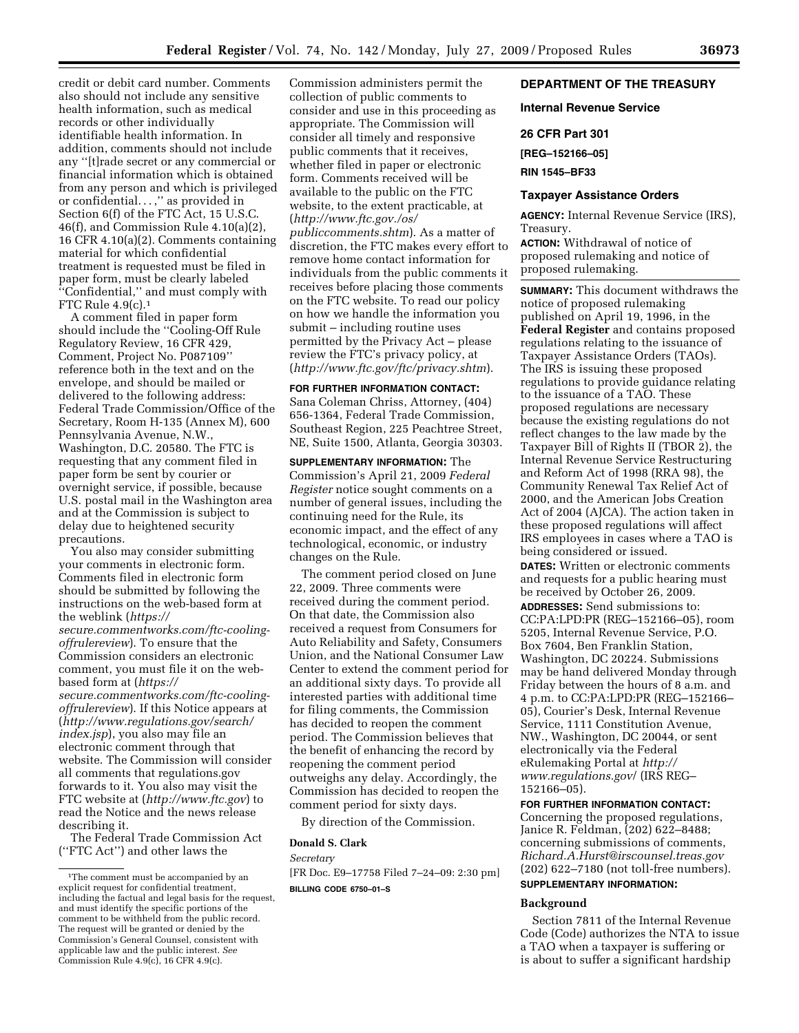credit or debit card number. Comments also should not include any sensitive health information, such as medical records or other individually identifiable health information. In addition, comments should not include any ''[t]rade secret or any commercial or financial information which is obtained from any person and which is privileged or confidential. . . ,'' as provided in Section 6(f) of the FTC Act, 15 U.S.C. 46(f), and Commission Rule 4.10(a)(2), 16 CFR 4.10(a)(2). Comments containing material for which confidential treatment is requested must be filed in paper form, must be clearly labeled ''Confidential,'' and must comply with FTC Rule 4.9(c).[1]

A comment filed in paper form should include the ''Cooling-Off Rule Regulatory Review, 16 CFR 429, Comment, Project No. P087109'' reference both in the text and on the envelope, and should be mailed or delivered to the following address: Federal Trade Commission/Office of the Secretary, Room H-135 (Annex M), 600 Pennsylvania Avenue, N.W., Washington, D.C. 20580. The FTC is requesting that any comment filed in paper form be sent by courier or overnight service, if possible, because U.S. postal mail in the Washington area and at the Commission is subject to delay due to heightened security precautions.

You also may consider submitting your comments in electronic form. Comments filed in electronic form should be submitted by following the instructions on the web-based form at the weblink (*https://secure.commentworks.com/ftc-coolingoffrulereview*). To ensure that the Commission considers an electronic comment, you must file it on the web-based form at (*https://secure.commentworks.com/ftc-coolingoffrulereview*). If this Notice appears at (*http://www.regulations.gov/search/index.jsp*), you also may file an electronic comment through that website. The Commission will consider all comments that regulations.gov forwards to it. You also may visit the FTC website at (*http://www.ftc.gov*) to read the Notice and the news release describing it.

The Federal Trade Commission Act (''FTC Act'') and other laws the Commission administers permit the collection of public comments to consider and use in this proceeding as appropriate. The Commission will consider all timely and responsive public comments that it receives, whether filed in paper or electronic form. Comments received will be available to the public on the FTC website, to the extent practicable, at (*http://www.ftc.gov./os/publiccomments.shtm*). As a matter of discretion, the FTC makes every effort to remove home contact information for individuals from the public comments it receives before placing those comments on the FTC website. To read our policy on how we handle the information you submit – including routine uses permitted by the Privacy Act – please review the FTC's privacy policy, at (*http://www.ftc.gov/ftc/privacy.shtm*).

**FOR FURTHER INFORMATION CONTACT:** Sana Coleman Chriss, Attorney, (404) 656-1364, Federal Trade Commission, Southeast Region, 225 Peachtree Street, NE, Suite 1500, Atlanta, Georgia 30303.

**SUPPLEMENTARY INFORMATION:** The Commission's April 21, 2009 *Federal Register* notice sought comments on a number of general issues, including the continuing need for the Rule, its economic impact, and the effect of any technological, economic, or industry changes on the Rule.

The comment period closed on June 22, 2009. Three comments were received during the comment period. On that date, the Commission also received a request from Consumers for Auto Reliability and Safety, Consumers Union, and the National Consumer Law Center to extend the comment period for an additional sixty days. To provide all interested parties with additional time for filing comments, the Commission has decided to reopen the comment period. The Commission believes that the benefit of enhancing the record by reopening the comment period outweighs any delay. Accordingly, the Commission has decided to reopen the comment period for sixty days.

By direction of the Commission.

**Donald S. Clark**

*Secretary*

[FR Doc. E9–17758 Filed 7–24–09: 2:30 pm]

**BILLING CODE 6750–01–S**

[1] The comment must be accompanied by an explicit request for confidential treatment, including the factual and legal basis for the request, and must identify the specific portions of the comment to be withheld from the public record. The request will be granted or denied by the Commission's General Counsel, consistent with applicable law and the public interest. *See* Commission Rule 4.9(c), 16 CFR 4.9(c).

## DEPARTMENT OF THE TREASURY

### Internal Revenue Service

### 26 CFR Part 301

**[REG–152166–05]**

**RIN 1545–BF33**

### Taxpayer Assistance Orders

**AGENCY:** Internal Revenue Service (IRS), Treasury.

**ACTION:** Withdrawal of notice of proposed rulemaking and notice of proposed rulemaking.

**SUMMARY:** This document withdraws the notice of proposed rulemaking published on April 19, 1996, in the **Federal Register** and contains proposed regulations relating to the issuance of Taxpayer Assistance Orders (TAOs). The IRS is issuing these proposed regulations to provide guidance relating to the issuance of a TAO. These proposed regulations are necessary because the existing regulations do not reflect changes to the law made by the Taxpayer Bill of Rights II (TBOR 2), the Internal Revenue Service Restructuring and Reform Act of 1998 (RRA 98), the Community Renewal Tax Relief Act of 2000, and the American Jobs Creation Act of 2004 (AJCA). The action taken in these proposed regulations will affect IRS employees in cases where a TAO is being considered or issued.

**DATES:** Written or electronic comments and requests for a public hearing must be received by October 26, 2009.

**ADDRESSES:** Send submissions to: CC:PA:LPD:PR (REG–152166–05), room 5205, Internal Revenue Service, P.O. Box 7604, Ben Franklin Station, Washington, DC 20224. Submissions may be hand delivered Monday through Friday between the hours of 8 a.m. and 4 p.m. to CC:PA:LPD:PR (REG–152166–05), Courier's Desk, Internal Revenue Service, 1111 Constitution Avenue, NW., Washington, DC 20044, or sent electronically via the Federal eRulemaking Portal at *http://www.regulations.gov/* (IRS REG–152166–05).

**FOR FURTHER INFORMATION CONTACT:** Concerning the proposed regulations, Janice R. Feldman, (202) 622–8488; concerning submissions of comments, *Richard.A.Hurst@irscounsel.treas.gov* (202) 622–7180 (not toll-free numbers).

**SUPPLEMENTARY INFORMATION:**

#### Background

Section 7811 of the Internal Revenue Code (Code) authorizes the NTA to issue a TAO when a taxpayer is suffering or is about to suffer a significant hardship